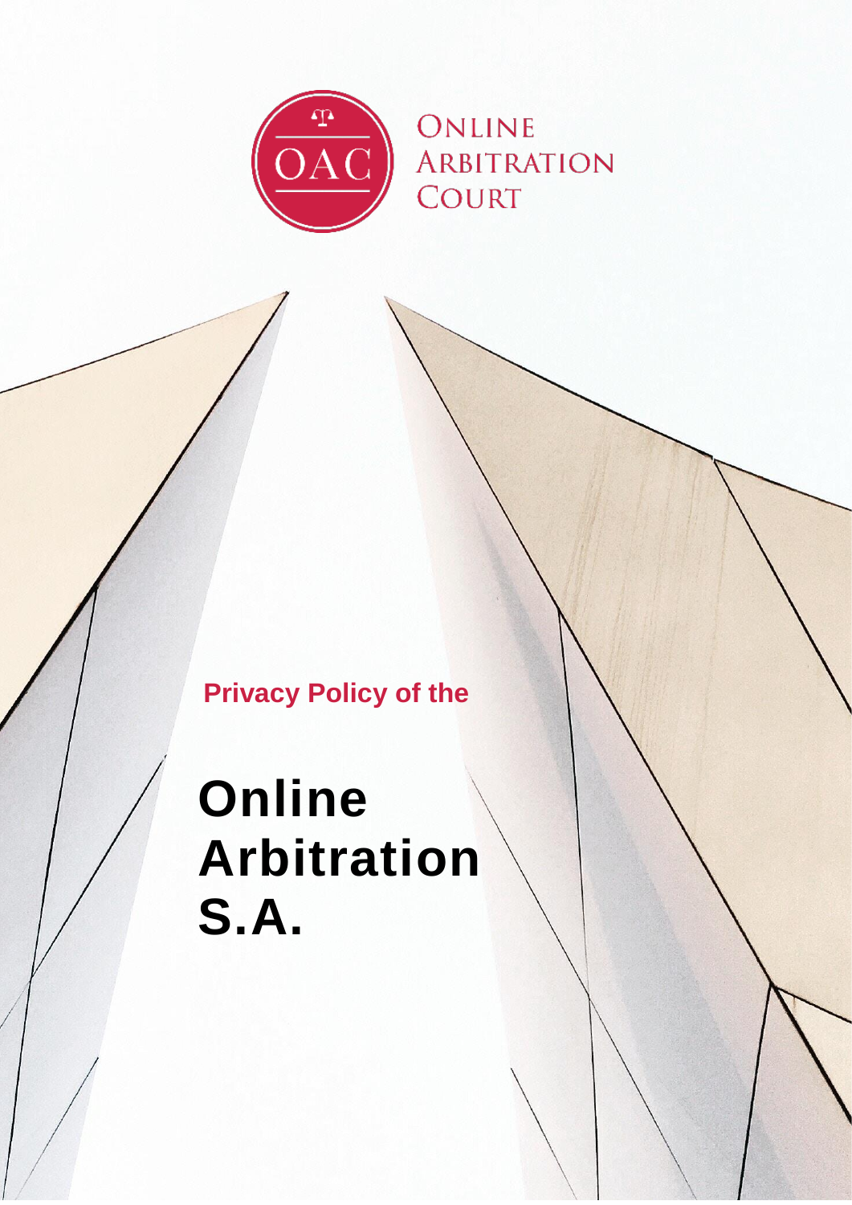OAC

Online Arbitration Court

Privacy Policy of the

# Online Arbitration S.A.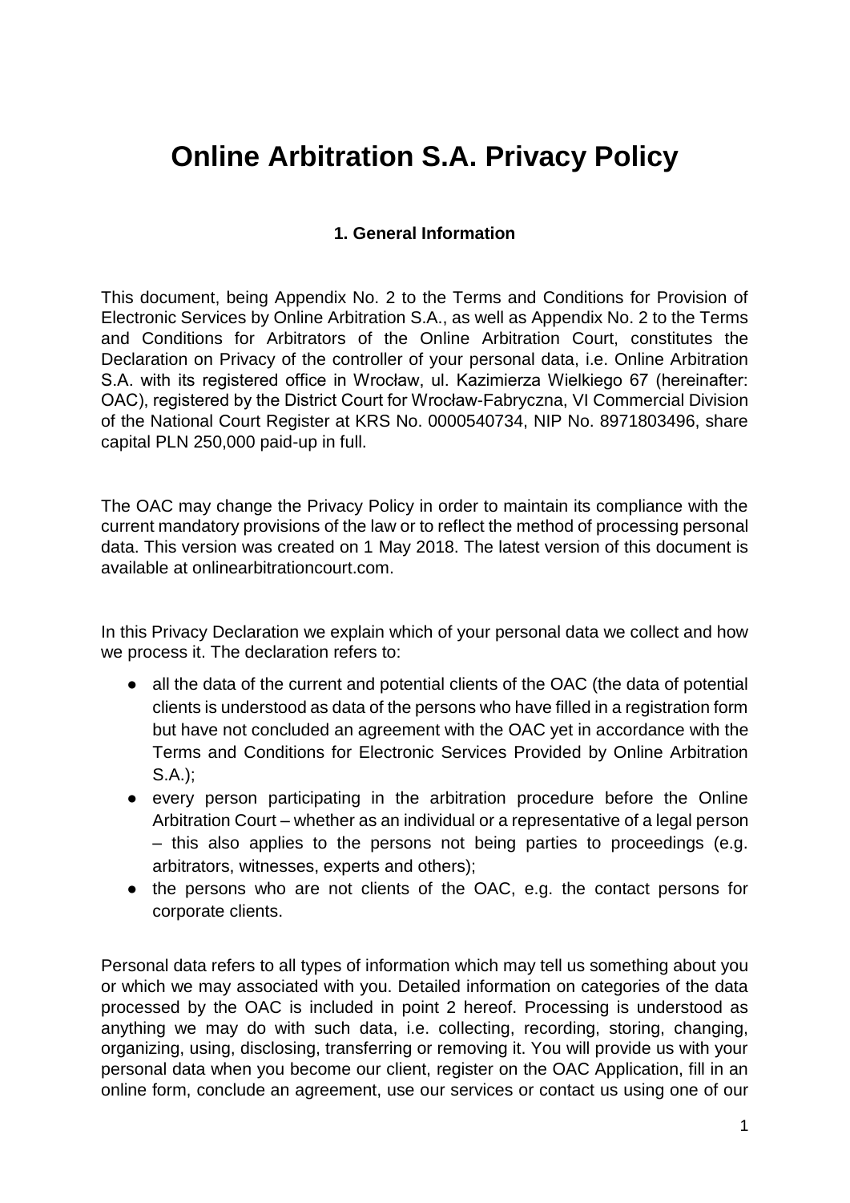# Online Arbitration S.A. Privacy Policy

### 1. General Information

This document, being Appendix No. 2 to the Terms and Conditions for Provision of Electronic Services by Online Arbitration S.A., as well as Appendix No. 2 to the Terms and Conditions for Arbitrators of the Online Arbitration Court, constitutes the Declaration on Privacy of the controller of your personal data, i.e. Online Arbitration S.A. with its registered office in Wrocław, ul. Kazimierza Wielkiego 67 (hereinafter: OAC), registered by the District Court for Wrocław-Fabryczna, VI Commercial Division of the National Court Register at KRS No. 0000540734, NIP No. 8971803496, share capital PLN 250,000 paid-up in full.

The OAC may change the Privacy Policy in order to maintain its compliance with the current mandatory provisions of the law or to reflect the method of processing personal data. This version was created on 1 May 2018. The latest version of this document is available at onlinearbitrationcourt.com.

In this Privacy Declaration we explain which of your personal data we collect and how we process it. The declaration refers to:

- all the data of the current and potential clients of the OAC (the data of potential clients is understood as data of the persons who have filled in a registration form but have not concluded an agreement with the OAC yet in accordance with the Terms and Conditions for Electronic Services Provided by Online Arbitration S.A.);
- every person participating in the arbitration procedure before the Online Arbitration Court – whether as an individual or a representative of a legal person – this also applies to the persons not being parties to proceedings (e.g. arbitrators, witnesses, experts and others);
- the persons who are not clients of the OAC, e.g. the contact persons for corporate clients.

Personal data refers to all types of information which may tell us something about you or which we may associated with you. Detailed information on categories of the data processed by the OAC is included in point 2 hereof. Processing is understood as anything we may do with such data, i.e. collecting, recording, storing, changing, organizing, using, disclosing, transferring or removing it. You will provide us with your personal data when you become our client, register on the OAC Application, fill in an online form, conclude an agreement, use our services or contact us using one of our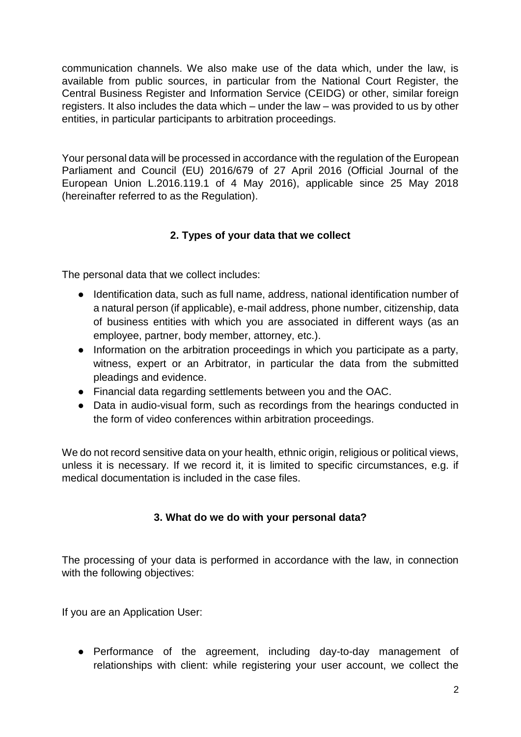communication channels. We also make use of the data which, under the law, is available from public sources, in particular from the National Court Register, the Central Business Register and Information Service (CEIDG) or other, similar foreign registers. It also includes the data which – under the law – was provided to us by other entities, in particular participants to arbitration proceedings.

Your personal data will be processed in accordance with the regulation of the European Parliament and Council (EU) 2016/679 of 27 April 2016 (Official Journal of the European Union L.2016.119.1 of 4 May 2016), applicable since 25 May 2018 (hereinafter referred to as the Regulation).

## 2. Types of your data that we collect

The personal data that we collect includes:

- Identification data, such as full name, address, national identification number of a natural person (if applicable), e-mail address, phone number, citizenship, data of business entities with which you are associated in different ways (as an employee, partner, body member, attorney, etc.).
- Information on the arbitration proceedings in which you participate as a party, witness, expert or an Arbitrator, in particular the data from the submitted pleadings and evidence.
- Financial data regarding settlements between you and the OAC.
- Data in audio-visual form, such as recordings from the hearings conducted in the form of video conferences within arbitration proceedings.

We do not record sensitive data on your health, ethnic origin, religious or political views, unless it is necessary. If we record it, it is limited to specific circumstances, e.g. if medical documentation is included in the case files.

## 3. What do we do with your personal data?

The processing of your data is performed in accordance with the law, in connection with the following objectives:

If you are an Application User:

- Performance of the agreement, including day-to-day management of relationships with client: while registering your user account, we collect the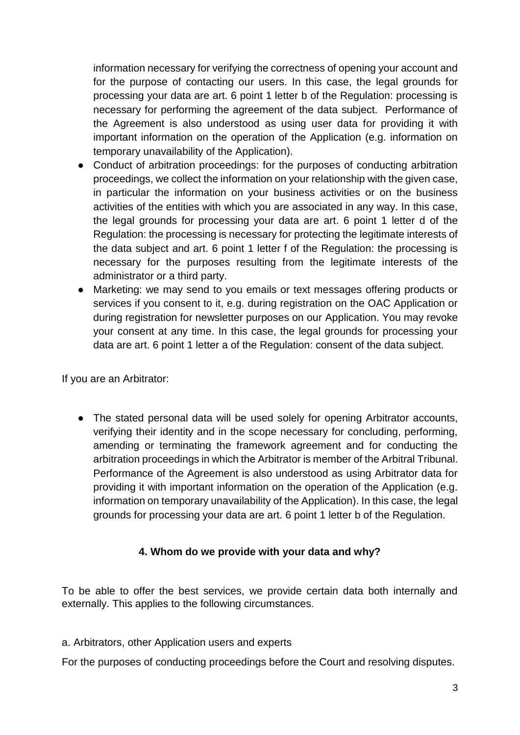information necessary for verifying the correctness of opening your account and for the purpose of contacting our users. In this case, the legal grounds for processing your data are art. 6 point 1 letter b of the Regulation: processing is necessary for performing the agreement of the data subject. Performance of the Agreement is also understood as using user data for providing it with important information on the operation of the Application (e.g. information on temporary unavailability of the Application).

- Conduct of arbitration proceedings: for the purposes of conducting arbitration proceedings, we collect the information on your relationship with the given case, in particular the information on your business activities or on the business activities of the entities with which you are associated in any way. In this case, the legal grounds for processing your data are art. 6 point 1 letter d of the Regulation: the processing is necessary for protecting the legitimate interests of the data subject and art. 6 point 1 letter f of the Regulation: the processing is necessary for the purposes resulting from the legitimate interests of the administrator or a third party.
- Marketing: we may send to you emails or text messages offering products or services if you consent to it, e.g. during registration on the OAC Application or during registration for newsletter purposes on our Application. You may revoke your consent at any time. In this case, the legal grounds for processing your data are art. 6 point 1 letter a of the Regulation: consent of the data subject.

If you are an Arbitrator:

- The stated personal data will be used solely for opening Arbitrator accounts, verifying their identity and in the scope necessary for concluding, performing, amending or terminating the framework agreement and for conducting the arbitration proceedings in which the Arbitrator is member of the Arbitral Tribunal. Performance of the Agreement is also understood as using Arbitrator data for providing it with important information on the operation of the Application (e.g. information on temporary unavailability of the Application). In this case, the legal grounds for processing your data are art. 6 point 1 letter b of the Regulation.

## 4. Whom do we provide with your data and why?

To be able to offer the best services, we provide certain data both internally and externally. This applies to the following circumstances.

a. Arbitrators, other Application users and experts

For the purposes of conducting proceedings before the Court and resolving disputes.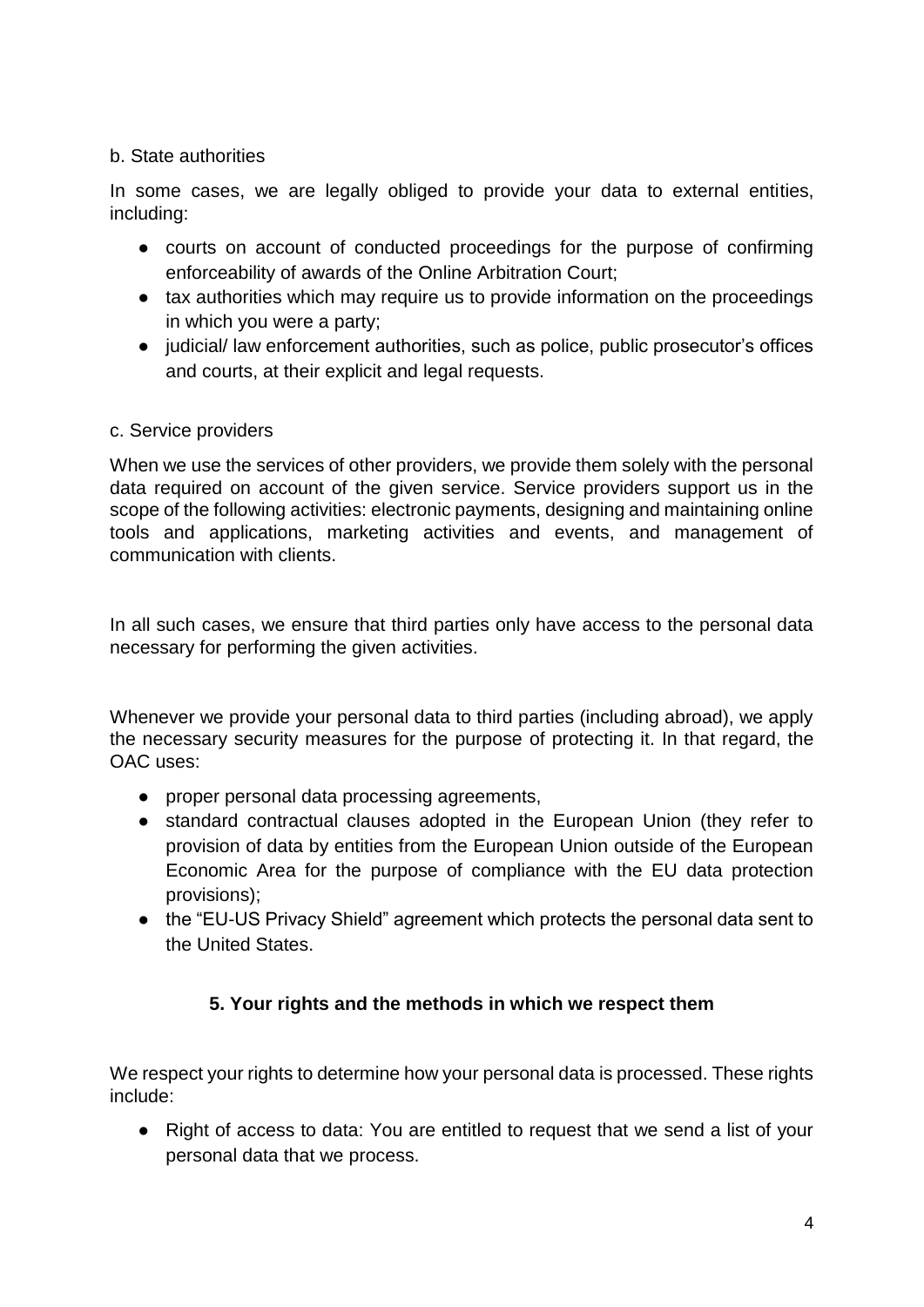b. State authorities

In some cases, we are legally obliged to provide your data to external entities, including:

- courts on account of conducted proceedings for the purpose of confirming enforceability of awards of the Online Arbitration Court;
- tax authorities which may require us to provide information on the proceedings in which you were a party;
- judicial/ law enforcement authorities, such as police, public prosecutor's offices and courts, at their explicit and legal requests.

c. Service providers

When we use the services of other providers, we provide them solely with the personal data required on account of the given service. Service providers support us in the scope of the following activities: electronic payments, designing and maintaining online tools and applications, marketing activities and events, and management of communication with clients.

In all such cases, we ensure that third parties only have access to the personal data necessary for performing the given activities.

Whenever we provide your personal data to third parties (including abroad), we apply the necessary security measures for the purpose of protecting it. In that regard, the OAC uses:

- proper personal data processing agreements,
- standard contractual clauses adopted in the European Union (they refer to provision of data by entities from the European Union outside of the European Economic Area for the purpose of compliance with the EU data protection provisions);
- the "EU-US Privacy Shield" agreement which protects the personal data sent to the United States.

## 5. Your rights and the methods in which we respect them

We respect your rights to determine how your personal data is processed. These rights include:

- Right of access to data: You are entitled to request that we send a list of your personal data that we process.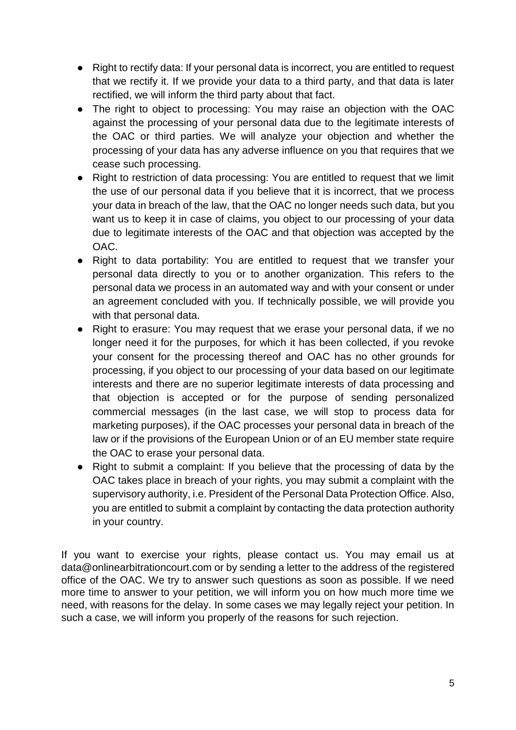- Right to rectify data: If your personal data is incorrect, you are entitled to request that we rectify it. If we provide your data to a third party, and that data is later rectified, we will inform the third party about that fact.
- The right to object to processing: You may raise an objection with the OAC against the processing of your personal data due to the legitimate interests of the OAC or third parties. We will analyze your objection and whether the processing of your data has any adverse influence on you that requires that we cease such processing.
- Right to restriction of data processing: You are entitled to request that we limit the use of our personal data if you believe that it is incorrect, that we process your data in breach of the law, that the OAC no longer needs such data, but you want us to keep it in case of claims, you object to our processing of your data due to legitimate interests of the OAC and that objection was accepted by the OAC.
- Right to data portability: You are entitled to request that we transfer your personal data directly to you or to another organization. This refers to the personal data we process in an automated way and with your consent or under an agreement concluded with you. If technically possible, we will provide you with that personal data.
- Right to erasure: You may request that we erase your personal data, if we no longer need it for the purposes, for which it has been collected, if you revoke your consent for the processing thereof and OAC has no other grounds for processing, if you object to our processing of your data based on our legitimate interests and there are no superior legitimate interests of data processing and that objection is accepted or for the purpose of sending personalized commercial messages (in the last case, we will stop to process data for marketing purposes), if the OAC processes your personal data in breach of the law or if the provisions of the European Union or of an EU member state require the OAC to erase your personal data.
- Right to submit a complaint: If you believe that the processing of data by the OAC takes place in breach of your rights, you may submit a complaint with the supervisory authority, i.e. President of the Personal Data Protection Office. Also, you are entitled to submit a complaint by contacting the data protection authority in your country.

If you want to exercise your rights, please contact us. You may email us at data@onlinearbitrationcourt.com or by sending a letter to the address of the registered office of the OAC. We try to answer such questions as soon as possible. If we need more time to answer to your petition, we will inform you on how much more time we need, with reasons for the delay. In some cases we may legally reject your petition. In such a case, we will inform you properly of the reasons for such rejection.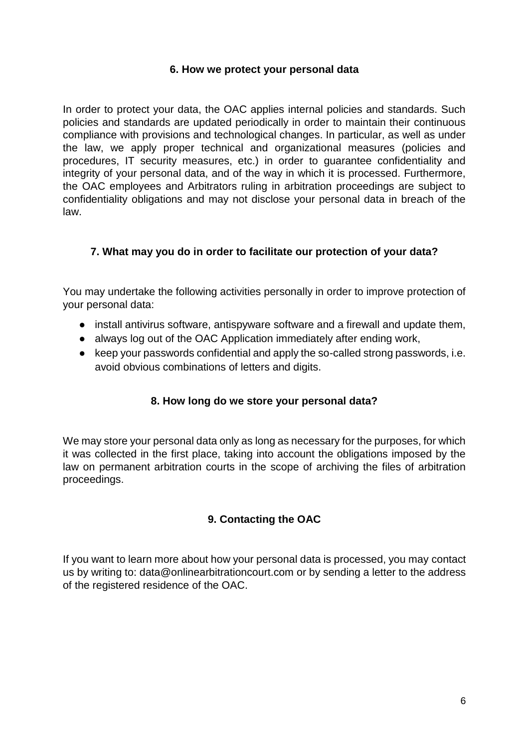## 6. How we protect your personal data

In order to protect your data, the OAC applies internal policies and standards. Such policies and standards are updated periodically in order to maintain their continuous compliance with provisions and technological changes. In particular, as well as under the law, we apply proper technical and organizational measures (policies and procedures, IT security measures, etc.) in order to guarantee confidentiality and integrity of your personal data, and of the way in which it is processed. Furthermore, the OAC employees and Arbitrators ruling in arbitration proceedings are subject to confidentiality obligations and may not disclose your personal data in breach of the law.

## 7. What may you do in order to facilitate our protection of your data?

You may undertake the following activities personally in order to improve protection of your personal data:

- install antivirus software, antispyware software and a firewall and update them,
- always log out of the OAC Application immediately after ending work,
- keep your passwords confidential and apply the so-called strong passwords, i.e. avoid obvious combinations of letters and digits.

## 8. How long do we store your personal data?

We may store your personal data only as long as necessary for the purposes, for which it was collected in the first place, taking into account the obligations imposed by the law on permanent arbitration courts in the scope of archiving the files of arbitration proceedings.

## 9. Contacting the OAC

If you want to learn more about how your personal data is processed, you may contact us by writing to: data@onlinearbitrationcourt.com or by sending a letter to the address of the registered residence of the OAC.